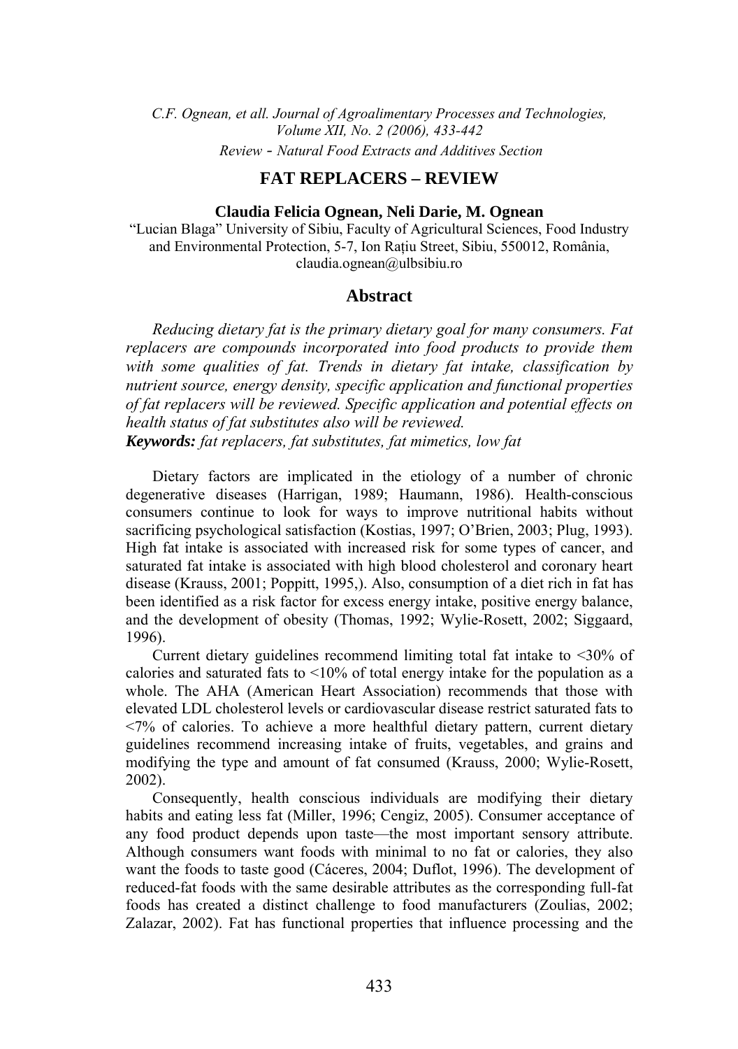# FAT REPLACERS – REVIEW

**Claudia Felicia Ognean, Neli Darie, M. Ognean**

"Lucian Blaga" University of Sibiu, Faculty of Agricultural Sciences, Food Industry and Environmental Protection, 5-7, Ion Raţiu Street, Sibiu, 550012, România, claudia.ognean@ulbsibiu.ro

## Abstract

*Reducing dietary fat is the primary dietary goal for many consumers. Fat replacers are compounds incorporated into food products to provide them with some qualities of fat. Trends in dietary fat intake, classification by nutrient source, energy density, specific application and functional properties of fat replacers will be reviewed. Specific application and potential effects on health status of fat substitutes also will be reviewed.*

***Keywords:*** *fat replacers, fat substitutes, fat mimetics, low fat*

Dietary factors are implicated in the etiology of a number of chronic degenerative diseases (Harrigan, 1989; Haumann, 1986). Health-conscious consumers continue to look for ways to improve nutritional habits without sacrificing psychological satisfaction (Kostias, 1997; O'Brien, 2003; Plug, 1993). High fat intake is associated with increased risk for some types of cancer, and saturated fat intake is associated with high blood cholesterol and coronary heart disease (Krauss, 2001; Poppitt, 1995,). Also, consumption of a diet rich in fat has been identified as a risk factor for excess energy intake, positive energy balance, and the development of obesity (Thomas, 1992; Wylie-Rosett, 2002; Siggaard, 1996).

Current dietary guidelines recommend limiting total fat intake to <30% of calories and saturated fats to <10% of total energy intake for the population as a whole. The AHA (American Heart Association) recommends that those with elevated LDL cholesterol levels or cardiovascular disease restrict saturated fats to <7% of calories. To achieve a more healthful dietary pattern, current dietary guidelines recommend increasing intake of fruits, vegetables, and grains and modifying the type and amount of fat consumed (Krauss, 2000; Wylie-Rosett, 2002).

Consequently, health conscious individuals are modifying their dietary habits and eating less fat (Miller, 1996; Cengiz, 2005). Consumer acceptance of any food product depends upon taste—the most important sensory attribute. Although consumers want foods with minimal to no fat or calories, they also want the foods to taste good (Cáceres, 2004; Duflot, 1996). The development of reduced-fat foods with the same desirable attributes as the corresponding full-fat foods has created a distinct challenge to food manufacturers (Zoulias, 2002; Zalazar, 2002). Fat has functional properties that influence processing and the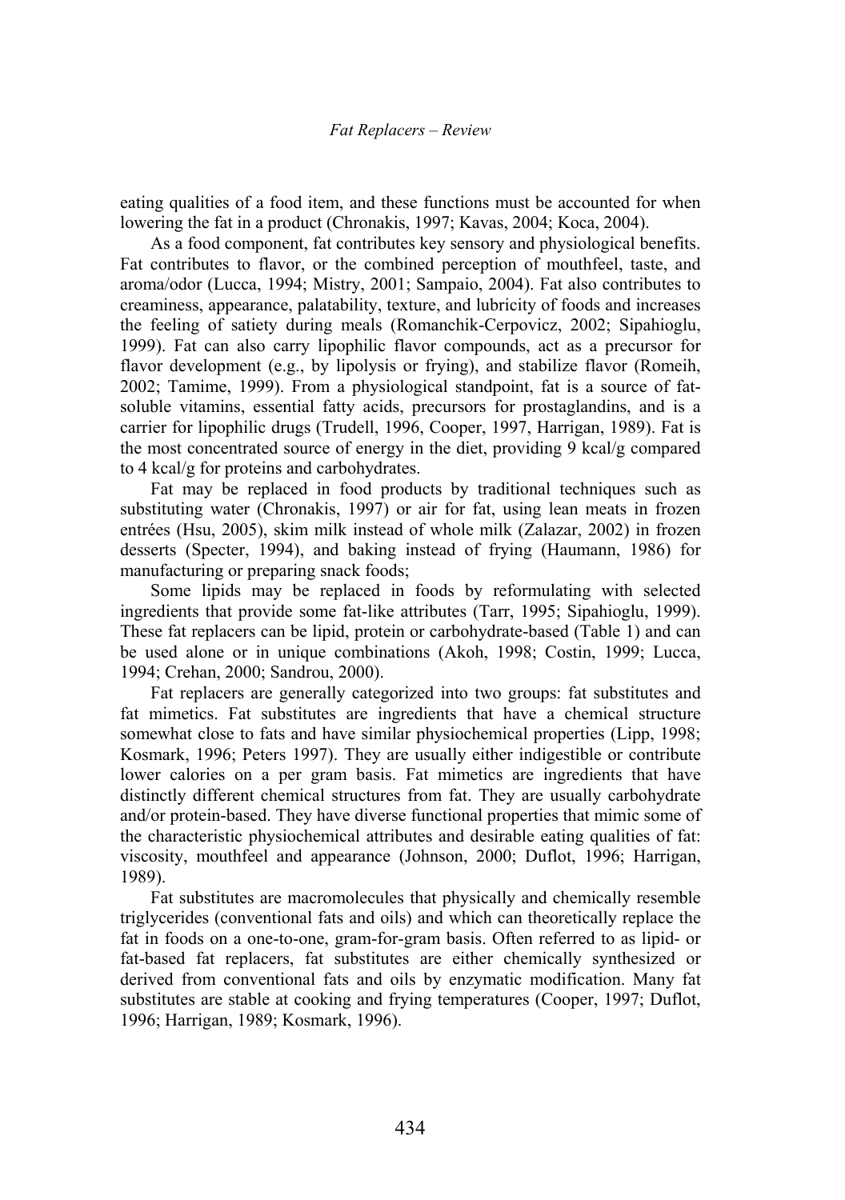eating qualities of a food item, and these functions must be accounted for when lowering the fat in a product (Chronakis, 1997; Kavas, 2004; Koca, 2004).

As a food component, fat contributes key sensory and physiological benefits. Fat contributes to flavor, or the combined perception of mouthfeel, taste, and aroma/odor (Lucca, 1994; Mistry, 2001; Sampaio, 2004). Fat also contributes to creaminess, appearance, palatability, texture, and lubricity of foods and increases the feeling of satiety during meals (Romanchik-Cerpovicz, 2002; Sipahioglu, 1999). Fat can also carry lipophilic flavor compounds, act as a precursor for flavor development (e.g., by lipolysis or frying), and stabilize flavor (Romeih, 2002; Tamime, 1999). From a physiological standpoint, fat is a source of fat-soluble vitamins, essential fatty acids, precursors for prostaglandins, and is a carrier for lipophilic drugs (Trudell, 1996, Cooper, 1997, Harrigan, 1989). Fat is the most concentrated source of energy in the diet, providing 9 kcal/g compared to 4 kcal/g for proteins and carbohydrates.

Fat may be replaced in food products by traditional techniques such as substituting water (Chronakis, 1997) or air for fat, using lean meats in frozen entrées (Hsu, 2005), skim milk instead of whole milk (Zalazar, 2002) in frozen desserts (Specter, 1994), and baking instead of frying (Haumann, 1986) for manufacturing or preparing snack foods;

Some lipids may be replaced in foods by reformulating with selected ingredients that provide some fat-like attributes (Tarr, 1995; Sipahioglu, 1999). These fat replacers can be lipid, protein or carbohydrate-based (Table 1) and can be used alone or in unique combinations (Akoh, 1998; Costin, 1999; Lucca, 1994; Crehan, 2000; Sandrou, 2000).

Fat replacers are generally categorized into two groups: fat substitutes and fat mimetics. Fat substitutes are ingredients that have a chemical structure somewhat close to fats and have similar physiochemical properties (Lipp, 1998; Kosmark, 1996; Peters 1997). They are usually either indigestible or contribute lower calories on a per gram basis. Fat mimetics are ingredients that have distinctly different chemical structures from fat. They are usually carbohydrate and/or protein-based. They have diverse functional properties that mimic some of the characteristic physiochemical attributes and desirable eating qualities of fat: viscosity, mouthfeel and appearance (Johnson, 2000; Duflot, 1996; Harrigan, 1989).

Fat substitutes are macromolecules that physically and chemically resemble triglycerides (conventional fats and oils) and which can theoretically replace the fat in foods on a one-to-one, gram-for-gram basis. Often referred to as lipid- or fat-based fat replacers, fat substitutes are either chemically synthesized or derived from conventional fats and oils by enzymatic modification. Many fat substitutes are stable at cooking and frying temperatures (Cooper, 1997; Duflot, 1996; Harrigan, 1989; Kosmark, 1996).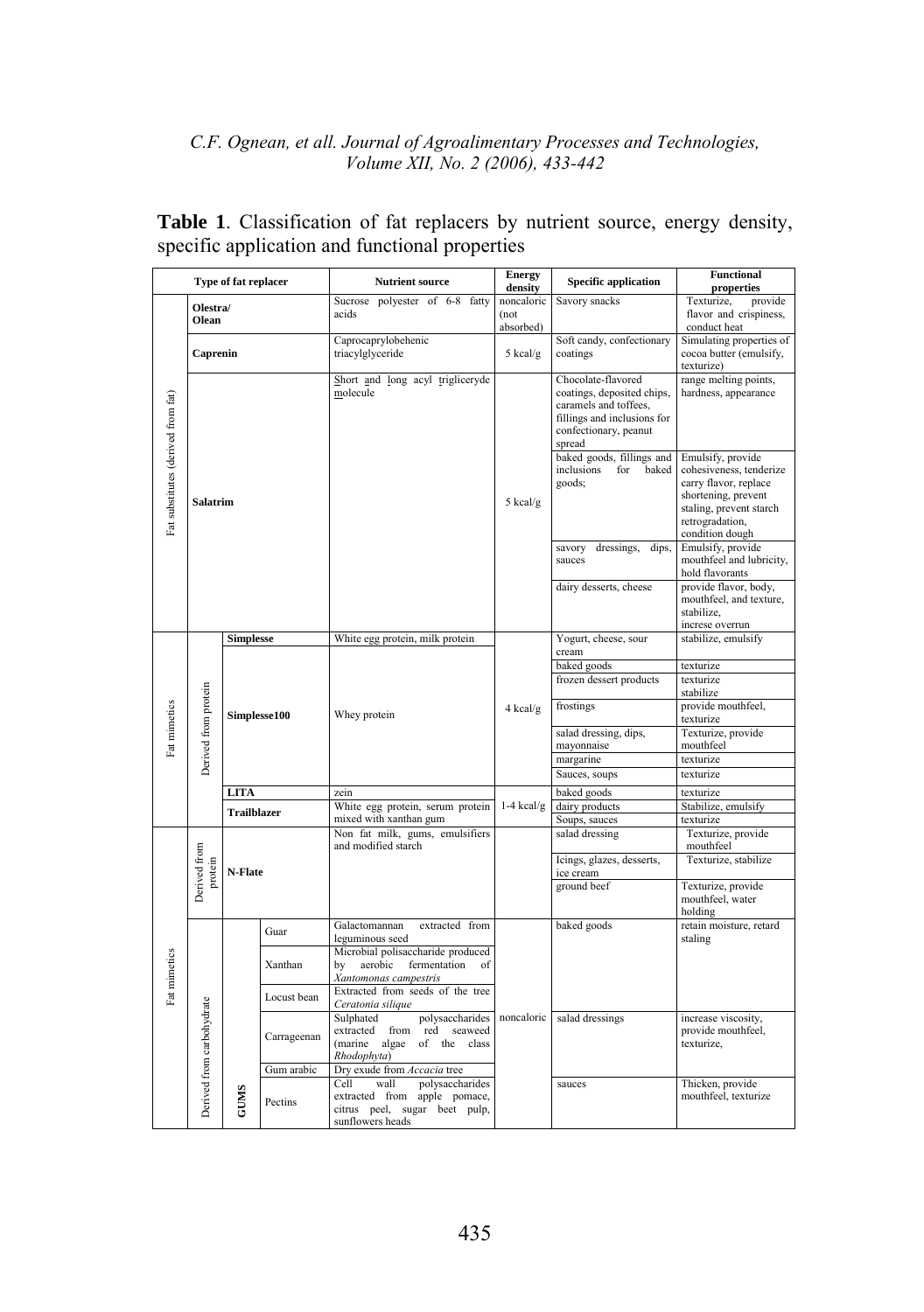**Table 1**. Classification of fat replacers by nutrient source, energy density, specific application and functional properties

| Type of fat replacer | | | | Nutrient source | Energy density | Specific application | Functional properties |
|---|---|---|---|---|---|---|---|
| Fat substitutes (derived from fat) | Olestra/ Olean | | | Sucrose polyester of 6-8 fatty acids | noncaloric (not absorbed) | Savory snacks | Texturize, provide flavor and crispiness, conduct heat |
| | Caprenin | | | Caprocaprylobehenic triacylglyceride | 5 kcal/g | Soft candy, confectionary coatings | Simulating properties of cocoa butter (emulsify, texturize) |
| | Salatrim | | | Short and long acyl trigliceryde molecule | 5 kcal/g | Chocolate-flavored coatings, deposited chips, caramels and toffees, fillings and inclusions for confectionary, peanut spread | range melting points, hardness, appearance |
| | | | | | | baked goods, fillings and inclusions for baked goods; | Emulsify, provide cohesiveness, tenderize carry flavor, replace shortening, prevent staling, prevent starch retrogradation, condition dough |
| | | | | | | savory dressings, dips, sauces | Emulsify, provide mouthfeel and lubricity, hold flavorants |
| | | | | | | dairy desserts, cheese | provide flavor, body, mouthfeel, and texture, stabilize, increse overrun |
| Fat mimetics | Derived from protein | Simplesse | | White egg protein, milk protein | 4 kcal/g | Yogurt, cheese, sour cream | stabilize, emulsify |
| | | Simplesse100 | | Whey protein | | baked goods | texturize |
| | | | | | | frozen dessert products | texturize stabilize |
| | | | | | | frostings | provide mouthfeel, texturize |
| | | | | | | salad dressing, dips, mayonnaise | Texturize, provide mouthfeel |
| | | | | | | margarine | texturize |
| | | | | | | Sauces, soups | texturize |
| | | LITA | | zein | | baked goods | texturize |
| | | Trailblazer | | White egg protein, serum protein mixed with xanthan gum | 1-4 kcal/g | dairy products | Stabilize, emulsify |
| | | | | | | Soups, sauces | texturize |
| Fat mimetics | Derived from protein | N-Flate | | Non fat milk, gums, emulsifiers and modified starch | | salad dressing | Texturize, provide mouthfeel |
| | | | | | | Icings, glazes, desserts, ice cream | Texturize, stabilize |
| | | | | | | ground beef | Texturize, provide mouthfeel, water holding |
| | Derived from carbohydrate | GUMS | Guar | Galactomannan extracted from leguminous seed | noncaloric | baked goods | retain moisture, retard staling |
| | | | Xanthan | Microbial polisaccharide produced by aerobic fermentation of *Xantomonas campestris* | | | |
| | | | Locust bean | Extracted from seeds of the tree *Ceratonia silique* | | | |
| | | | Carrageenan | Sulphated polysaccharides extracted from red seaweed (marine algae of the class *Rhodophyta*) | | salad dressings | increase viscosity, provide mouthfeel, texturize, |
| | | | Gum arabic | Dry exude from *Accacia* tree | | | |
| | | | Pectins | Cell wall polysaccharides extracted from apple pomace, citrus peel, sugar beet pulp, sunflowers heads | | sauces | Thicken, provide mouthfeel, texturize |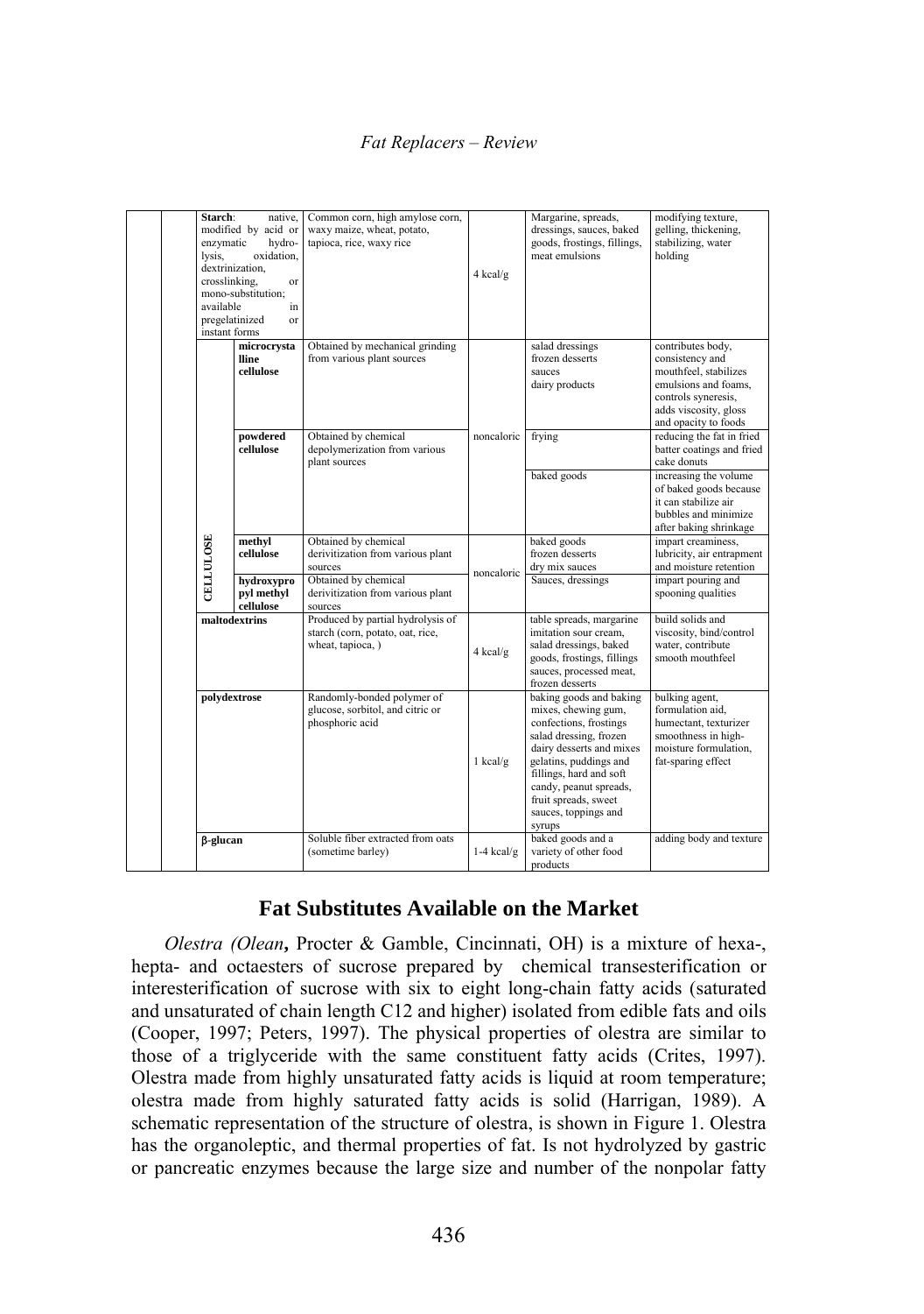| | | | | | | |
|---|---|---|---|---|---|---|
| | | **Starch**: native, modified by acid or enzymatic hydrolysis, oxidation, dextrinization, crosslinking, or mono-substitution; available in pregelatinized or instant forms | Common corn, high amylose corn, waxy maize, wheat, potato, tapioca, rice, waxy rice | 4 kcal/g | Margarine, spreads, dressings, sauces, baked goods, frostings, fillings, meat emulsions | modifying texture, gelling, thickening, stabilizing, water holding |
| | **CELLULOSE** | **microcrystalline cellulose** | Obtained by mechanical grinding from various plant sources | noncaloric | salad dressings frozen desserts sauces dairy products | contributes body, consistency and mouthfeel, stabilizes emulsions and foams, controls syneresis, adds viscosity, gloss and opacity to foods |
| | | **powdered cellulose** | Obtained by chemical depolymerization from various plant sources | | frying | reducing the fat in fried batter coatings and fried cake donuts |
| | | | | | baked goods | increasing the volume of baked goods because it can stabilize air bubbles and minimize after baking shrinkage |
| | | **methyl cellulose** | Obtained by chemical derivitization from various plant sources | noncaloric | baked goods frozen desserts dry mix sauces | impart creaminess, lubricity, air entrapment and moisture retention |
| | | **hydroxypropyl methyl cellulose** | Obtained by chemical derivitization from various plant sources | | Sauces, dressings | impart pouring and spooning qualities |
| | | **maltodextrins** | Produced by partial hydrolysis of starch (corn, potato, oat, rice, wheat, tapioca, ) | 4 kcal/g | table spreads, margarine imitation sour cream, salad dressings, baked goods, frostings, fillings sauces, processed meat, frozen desserts | build solids and viscosity, bind/control water, contribute smooth mouthfeel |
| | | **polydextrose** | Randomly-bonded polymer of glucose, sorbitol, and citric or phosphoric acid | 1 kcal/g | baking goods and baking mixes, chewing gum, confections, frostings salad dressing, frozen dairy desserts and mixes gelatins, puddings and fillings, hard and soft candy, peanut spreads, fruit spreads, sweet sauces, toppings and syrups | bulking agent, formulation aid, humectant, texturizer smoothness in high-moisture formulation, fat-sparing effect |
| | | **β-glucan** | Soluble fiber extracted from oats (sometime barley) | 1-4 kcal/g | baked goods and a variety of other food products | adding body and texture |

## Fat Substitutes Available on the Market

*Olestra (Olean*, Procter & Gamble, Cincinnati, OH) is a mixture of hexa-, hepta- and octaesters of sucrose prepared by chemical transesterification or interesterification of sucrose with six to eight long-chain fatty acids (saturated and unsaturated of chain length C12 and higher) isolated from edible fats and oils (Cooper, 1997; Peters, 1997). The physical properties of olestra are similar to those of a triglyceride with the same constituent fatty acids (Crites, 1997). Olestra made from highly unsaturated fatty acids is liquid at room temperature; olestra made from highly saturated fatty acids is solid (Harrigan, 1989). A schematic representation of the structure of olestra, is shown in Figure 1. Olestra has the organoleptic, and thermal properties of fat. Is not hydrolyzed by gastric or pancreatic enzymes because the large size and number of the nonpolar fatty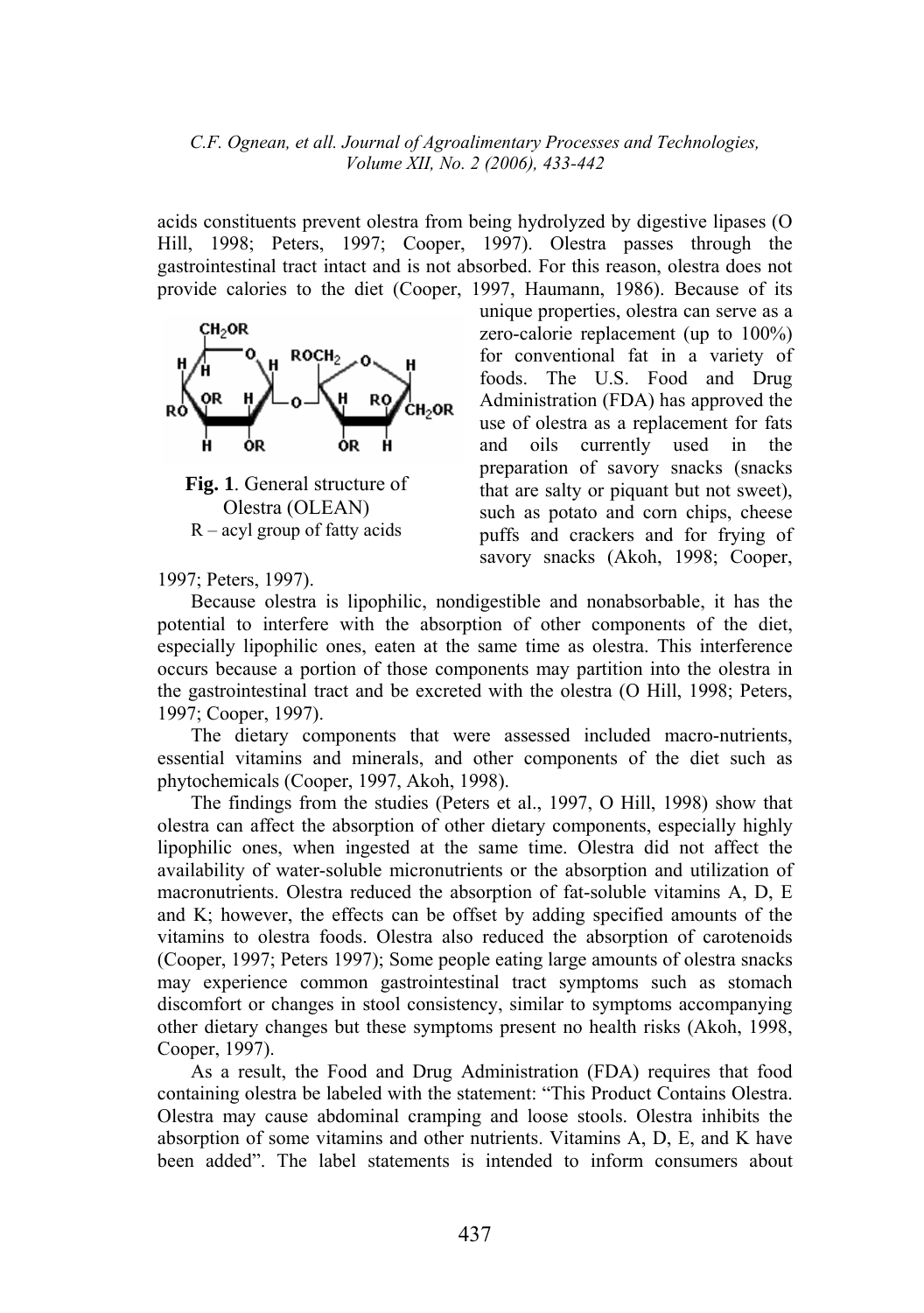acids constituents prevent olestra from being hydrolyzed by digestive lipases (O Hill, 1998; Peters, 1997; Cooper, 1997). Olestra passes through the gastrointestinal tract intact and is not absorbed. For this reason, olestra does not provide calories to the diet (Cooper, 1997, Haumann, 1986). Because of its unique properties, olestra can serve as a zero-calorie replacement (up to 100%) for conventional fat in a variety of foods. The U.S. Food and Drug Administration (FDA) has approved the use of olestra as a replacement for fats and oils currently used in the preparation of savory snacks (snacks that are salty or piquant but not sweet), such as potato and corn chips, cheese puffs and crackers and for frying of savory snacks (Akoh, 1998; Cooper, 1997; Peters, 1997).

**Fig. 1**. General structure of Olestra (OLEAN)
R – acyl group of fatty acids

Because olestra is lipophilic, nondigestible and nonabsorbable, it has the potential to interfere with the absorption of other components of the diet, especially lipophilic ones, eaten at the same time as olestra. This interference occurs because a portion of those components may partition into the olestra in the gastrointestinal tract and be excreted with the olestra (O Hill, 1998; Peters, 1997; Cooper, 1997).

The dietary components that were assessed included macro-nutrients, essential vitamins and minerals, and other components of the diet such as phytochemicals (Cooper, 1997, Akoh, 1998).

The findings from the studies (Peters et al., 1997, O Hill, 1998) show that olestra can affect the absorption of other dietary components, especially highly lipophilic ones, when ingested at the same time. Olestra did not affect the availability of water-soluble micronutrients or the absorption and utilization of macronutrients. Olestra reduced the absorption of fat-soluble vitamins A, D, E and K; however, the effects can be offset by adding specified amounts of the vitamins to olestra foods. Olestra also reduced the absorption of carotenoids (Cooper, 1997; Peters 1997); Some people eating large amounts of olestra snacks may experience common gastrointestinal tract symptoms such as stomach discomfort or changes in stool consistency, similar to symptoms accompanying other dietary changes but these symptoms present no health risks (Akoh, 1998, Cooper, 1997).

As a result, the Food and Drug Administration (FDA) requires that food containing olestra be labeled with the statement: "This Product Contains Olestra. Olestra may cause abdominal cramping and loose stools. Olestra inhibits the absorption of some vitamins and other nutrients. Vitamins A, D, E, and K have been added". The label statements is intended to inform consumers about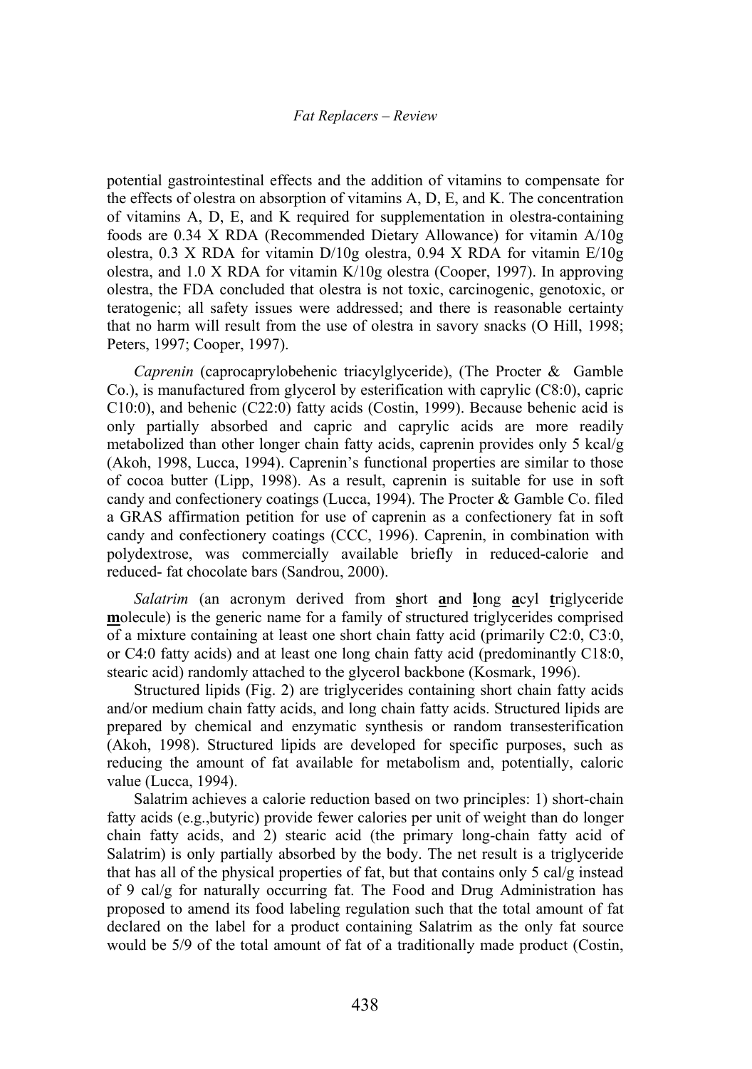potential gastrointestinal effects and the addition of vitamins to compensate for the effects of olestra on absorption of vitamins A, D, E, and K. The concentration of vitamins A, D, E, and K required for supplementation in olestra-containing foods are 0.34 X RDA (Recommended Dietary Allowance) for vitamin A/10g olestra, 0.3 X RDA for vitamin D/10g olestra, 0.94 X RDA for vitamin E/10g olestra, and 1.0 X RDA for vitamin K/10g olestra (Cooper, 1997). In approving olestra, the FDA concluded that olestra is not toxic, carcinogenic, genotoxic, or teratogenic; all safety issues were addressed; and there is reasonable certainty that no harm will result from the use of olestra in savory snacks (O Hill, 1998; Peters, 1997; Cooper, 1997).

*Caprenin* (caprocaprylobehenic triacylglyceride), (The Procter & Gamble Co.), is manufactured from glycerol by esterification with caprylic (C8:0), capric C10:0), and behenic (C22:0) fatty acids (Costin, 1999). Because behenic acid is only partially absorbed and capric and caprylic acids are more readily metabolized than other longer chain fatty acids, caprenin provides only 5 kcal/g (Akoh, 1998, Lucca, 1994). Caprenin's functional properties are similar to those of cocoa butter (Lipp, 1998). As a result, caprenin is suitable for use in soft candy and confectionery coatings (Lucca, 1994). The Procter & Gamble Co. filed a GRAS affirmation petition for use of caprenin as a confectionery fat in soft candy and confectionery coatings (CCC, 1996). Caprenin, in combination with polydextrose, was commercially available briefly in reduced-calorie and reduced- fat chocolate bars (Sandrou, 2000).

*Salatrim* (an acronym derived from **s**hort **a**nd **l**ong **a**cyl **t**riglyceride **m**olecule) is the generic name for a family of structured triglycerides comprised of a mixture containing at least one short chain fatty acid (primarily C2:0, C3:0, or C4:0 fatty acids) and at least one long chain fatty acid (predominantly C18:0, stearic acid) randomly attached to the glycerol backbone (Kosmark, 1996).

Structured lipids (Fig. 2) are triglycerides containing short chain fatty acids and/or medium chain fatty acids, and long chain fatty acids. Structured lipids are prepared by chemical and enzymatic synthesis or random transesterification (Akoh, 1998). Structured lipids are developed for specific purposes, such as reducing the amount of fat available for metabolism and, potentially, caloric value (Lucca, 1994).

Salatrim achieves a calorie reduction based on two principles: 1) short-chain fatty acids (e.g.,butyric) provide fewer calories per unit of weight than do longer chain fatty acids, and 2) stearic acid (the primary long-chain fatty acid of Salatrim) is only partially absorbed by the body. The net result is a triglyceride that has all of the physical properties of fat, but that contains only 5 cal/g instead of 9 cal/g for naturally occurring fat. The Food and Drug Administration has proposed to amend its food labeling regulation such that the total amount of fat declared on the label for a product containing Salatrim as the only fat source would be 5/9 of the total amount of fat of a traditionally made product (Costin,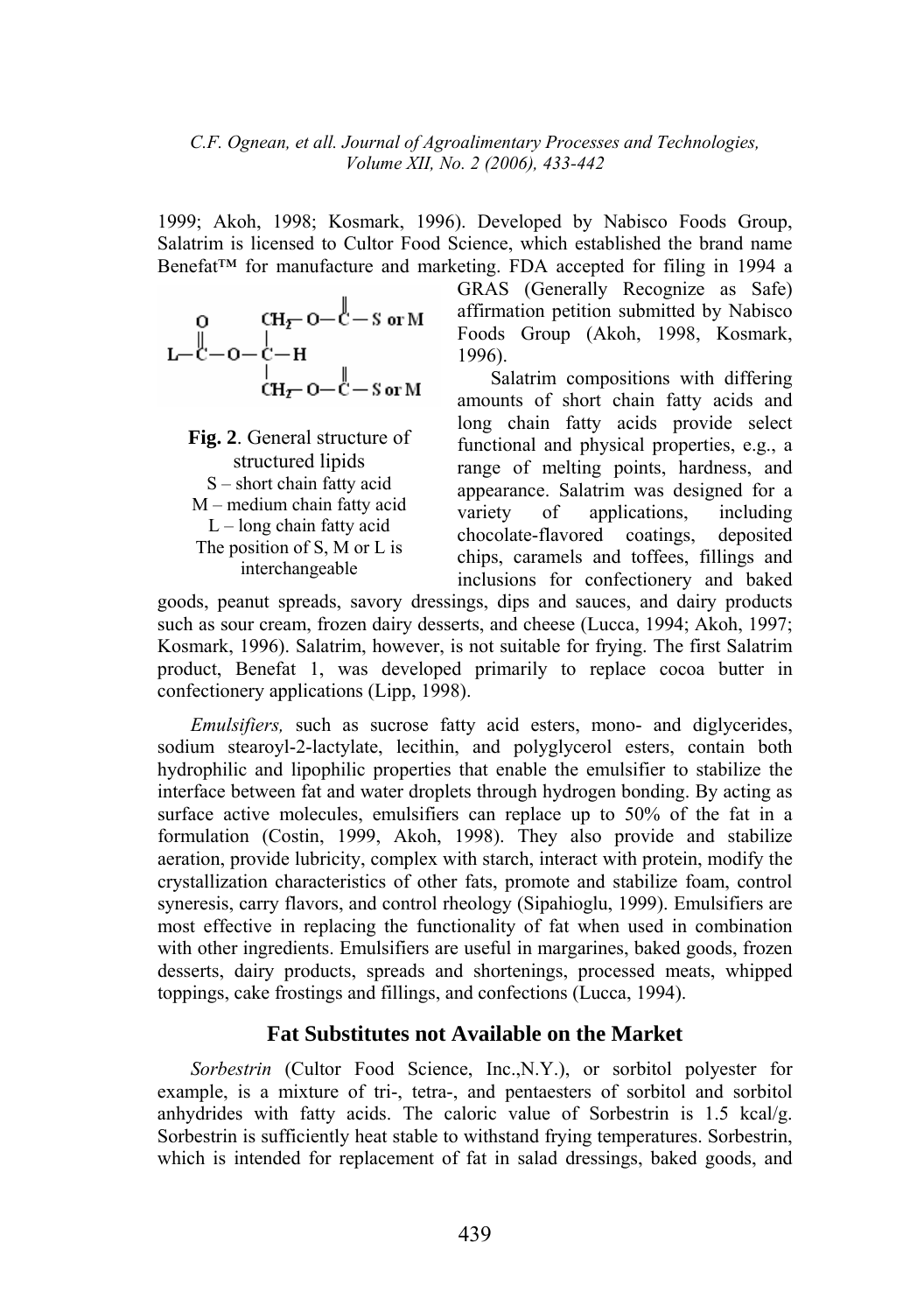1999; Akoh, 1998; Kosmark, 1996). Developed by Nabisco Foods Group, Salatrim is licensed to Cultor Food Science, which established the brand name Benefat™ for manufacture and marketing. FDA accepted for filing in 1994 a GRAS (Generally Recognize as Safe) affirmation petition submitted by Nabisco Foods Group (Akoh, 1998, Kosmark, 1996).

**Fig. 2**. General structure of structured lipids
S – short chain fatty acid
M – medium chain fatty acid
L – long chain fatty acid
The position of S, M or L is interchangeable

Salatrim compositions with differing amounts of short chain fatty acids and long chain fatty acids provide select functional and physical properties, e.g., a range of melting points, hardness, and appearance. Salatrim was designed for a variety of applications, including chocolate-flavored coatings, deposited chips, caramels and toffees, fillings and inclusions for confectionery and baked goods, peanut spreads, savory dressings, dips and sauces, and dairy products such as sour cream, frozen dairy desserts, and cheese (Lucca, 1994; Akoh, 1997; Kosmark, 1996). Salatrim, however, is not suitable for frying. The first Salatrim product, Benefat 1, was developed primarily to replace cocoa butter in confectionery applications (Lipp, 1998).

*Emulsifiers,* such as sucrose fatty acid esters, mono- and diglycerides, sodium stearoyl-2-lactylate, lecithin, and polyglycerol esters, contain both hydrophilic and lipophilic properties that enable the emulsifier to stabilize the interface between fat and water droplets through hydrogen bonding. By acting as surface active molecules, emulsifiers can replace up to 50% of the fat in a formulation (Costin, 1999, Akoh, 1998). They also provide and stabilize aeration, provide lubricity, complex with starch, interact with protein, modify the crystallization characteristics of other fats, promote and stabilize foam, control syneresis, carry flavors, and control rheology (Sipahioglu, 1999). Emulsifiers are most effective in replacing the functionality of fat when used in combination with other ingredients. Emulsifiers are useful in margarines, baked goods, frozen desserts, dairy products, spreads and shortenings, processed meats, whipped toppings, cake frostings and fillings, and confections (Lucca, 1994).

## Fat Substitutes not Available on the Market

*Sorbestrin* (Cultor Food Science, Inc.,N.Y.), or sorbitol polyester for example, is a mixture of tri-, tetra-, and pentaesters of sorbitol and sorbitol anhydrides with fatty acids. The caloric value of Sorbestrin is 1.5 kcal/g. Sorbestrin is sufficiently heat stable to withstand frying temperatures. Sorbestrin, which is intended for replacement of fat in salad dressings, baked goods, and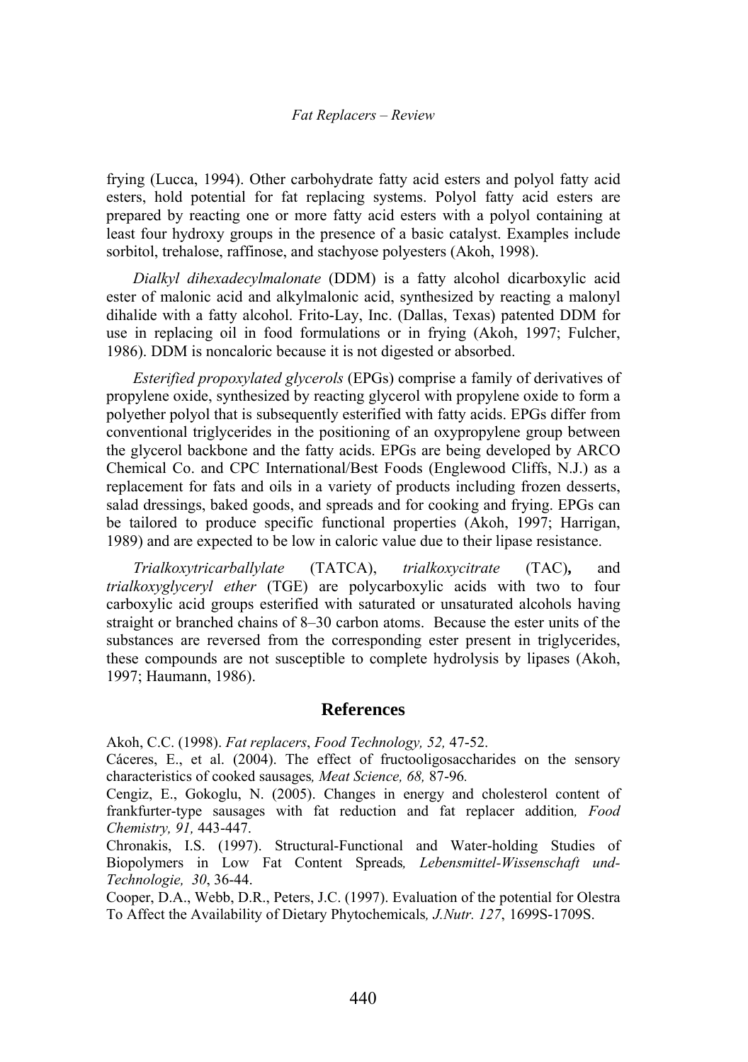frying (Lucca, 1994). Other carbohydrate fatty acid esters and polyol fatty acid esters, hold potential for fat replacing systems. Polyol fatty acid esters are prepared by reacting one or more fatty acid esters with a polyol containing at least four hydroxy groups in the presence of a basic catalyst. Examples include sorbitol, trehalose, raffinose, and stachyose polyesters (Akoh, 1998).

*Dialkyl dihexadecylmalonate* (DDM) is a fatty alcohol dicarboxylic acid ester of malonic acid and alkylmalonic acid, synthesized by reacting a malonyl dihalide with a fatty alcohol. Frito-Lay, Inc. (Dallas, Texas) patented DDM for use in replacing oil in food formulations or in frying (Akoh, 1997; Fulcher, 1986). DDM is noncaloric because it is not digested or absorbed.

*Esterified propoxylated glycerols* (EPGs) comprise a family of derivatives of propylene oxide, synthesized by reacting glycerol with propylene oxide to form a polyether polyol that is subsequently esterified with fatty acids. EPGs differ from conventional triglycerides in the positioning of an oxypropylene group between the glycerol backbone and the fatty acids. EPGs are being developed by ARCO Chemical Co. and CPC International/Best Foods (Englewood Cliffs, N.J.) as a replacement for fats and oils in a variety of products including frozen desserts, salad dressings, baked goods, and spreads and for cooking and frying. EPGs can be tailored to produce specific functional properties (Akoh, 1997; Harrigan, 1989) and are expected to be low in caloric value due to their lipase resistance.

*Trialkoxytricarballylate* (TATCA), *trialkoxycitrate* (TAC)**,** and *trialkoxyglyceryl ether* (TGE) are polycarboxylic acids with two to four carboxylic acid groups esterified with saturated or unsaturated alcohols having straight or branched chains of 8–30 carbon atoms. Because the ester units of the substances are reversed from the corresponding ester present in triglycerides, these compounds are not susceptible to complete hydrolysis by lipases (Akoh, 1997; Haumann, 1986).

## References

Akoh, C.C. (1998). *Fat replacers*, *Food Technology, 52,* 47-52.

Cáceres, E., et al. (2004). The effect of fructooligosaccharides on the sensory characteristics of cooked sausages*, Meat Science, 68,* 87-96*.*

Cengiz, E., Gokoglu, N. (2005). Changes in energy and cholesterol content of frankfurter-type sausages with fat reduction and fat replacer addition*, Food Chemistry, 91,* 443-447.

Chronakis, I.S. (1997). Structural-Functional and Water-holding Studies of Biopolymers in Low Fat Content Spreads*, Lebensmittel-Wissenschaft und-Technologie, 30*, 36-44.

Cooper, D.A., Webb, D.R., Peters, J.C. (1997). Evaluation of the potential for Olestra To Affect the Availability of Dietary Phytochemicals*, J.Nutr. 127*, 1699S-1709S.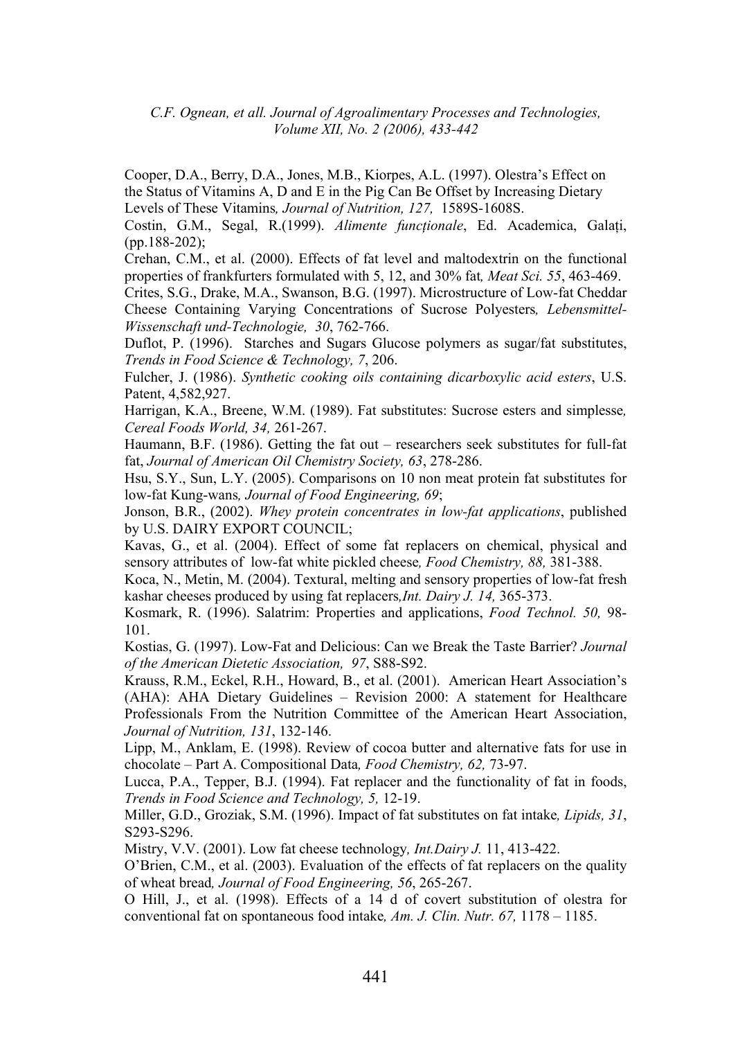Cooper, D.A., Berry, D.A., Jones, M.B., Kiorpes, A.L. (1997). Olestra's Effect on the Status of Vitamins A, D and E in the Pig Can Be Offset by Increasing Dietary Levels of These Vitamins*, Journal of Nutrition, 127,* 1589S-1608S.

Costin, G.M., Segal, R.(1999). *Alimente funcționale*, Ed. Academica, Galați, (pp.188-202);

Crehan, C.M., et al. (2000). Effects of fat level and maltodextrin on the functional properties of frankfurters formulated with 5, 12, and 30% fat*, Meat Sci. 55*, 463-469.

Crites, S.G., Drake, M.A., Swanson, B.G. (1997). Microstructure of Low-fat Cheddar Cheese Containing Varying Concentrations of Sucrose Polyesters*, Lebensmittel-Wissenschaft und-Technologie, 30*, 762-766.

Duflot, P. (1996). Starches and Sugars Glucose polymers as sugar/fat substitutes, *Trends in Food Science & Technology, 7*, 206.

Fulcher, J. (1986). *Synthetic cooking oils containing dicarboxylic acid esters*, U.S. Patent, 4,582,927.

Harrigan, K.A., Breene, W.M. (1989). Fat substitutes: Sucrose esters and simplesse*, Cereal Foods World, 34,* 261-267.

Haumann, B.F. (1986). Getting the fat out – researchers seek substitutes for full-fat fat, *Journal of American Oil Chemistry Society, 63*, 278-286.

Hsu, S.Y., Sun, L.Y. (2005). Comparisons on 10 non meat protein fat substitutes for low-fat Kung-wans*, Journal of Food Engineering, 69*;

Jonson, B.R., (2002). *Whey protein concentrates in low-fat applications*, published by U.S. DAIRY EXPORT COUNCIL;

Kavas, G., et al. (2004). Effect of some fat replacers on chemical, physical and sensory attributes of low-fat white pickled cheese*, Food Chemistry, 88,* 381-388.

Koca, N., Metin, M. (2004). Textural, melting and sensory properties of low-fat fresh kashar cheeses produced by using fat replacers*,Int. Dairy J. 14,* 365-373.

Kosmark, R. (1996). Salatrim: Properties and applications, *Food Technol. 50,* 98-101.

Kostias, G. (1997). Low-Fat and Delicious: Can we Break the Taste Barrier? *Journal of the American Dietetic Association, 97*, S88-S92.

Krauss, R.M., Eckel, R.H., Howard, B., et al. (2001). American Heart Association's (AHA): AHA Dietary Guidelines – Revision 2000: A statement for Healthcare Professionals From the Nutrition Committee of the American Heart Association, *Journal of Nutrition, 131*, 132-146.

Lipp, M., Anklam, E. (1998). Review of cocoa butter and alternative fats for use in chocolate – Part A. Compositional Data*, Food Chemistry, 62,* 73-97.

Lucca, P.A., Tepper, B.J. (1994). Fat replacer and the functionality of fat in foods, *Trends in Food Science and Technology, 5,* 12-19.

Miller, G.D., Groziak, S.M. (1996). Impact of fat substitutes on fat intake*, Lipids, 31*, S293-S296.

Mistry, V.V. (2001). Low fat cheese technology*, Int.Dairy J.* 11, 413-422.

O'Brien, C.M., et al. (2003). Evaluation of the effects of fat replacers on the quality of wheat bread*, Journal of Food Engineering, 56*, 265-267.

O Hill, J., et al. (1998). Effects of a 14 d of covert substitution of olestra for conventional fat on spontaneous food intake*, Am. J. Clin. Nutr. 67,* 1178 – 1185.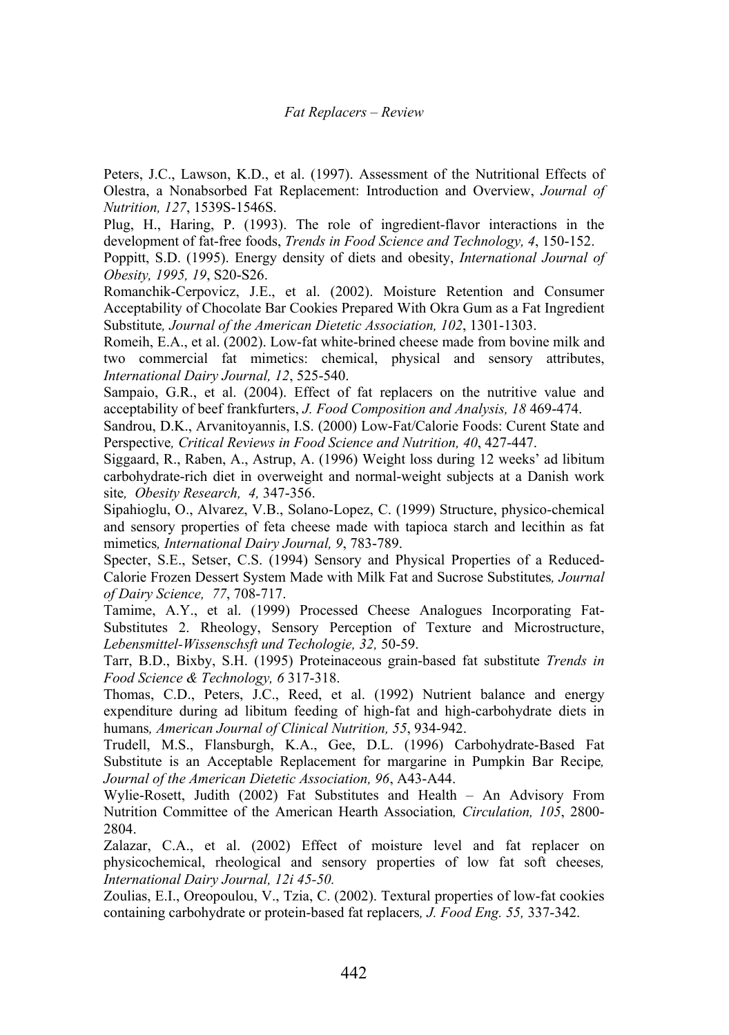Peters, J.C., Lawson, K.D., et al. (1997). Assessment of the Nutritional Effects of Olestra, a Nonabsorbed Fat Replacement: Introduction and Overview, *Journal of Nutrition, 127*, 1539S-1546S.

Plug, H., Haring, P. (1993). The role of ingredient-flavor interactions in the development of fat-free foods, *Trends in Food Science and Technology, 4*, 150-152.

Poppitt, S.D. (1995). Energy density of diets and obesity, *International Journal of Obesity, 1995, 19*, S20-S26.

Romanchik-Cerpovicz, J.E., et al. (2002). Moisture Retention and Consumer Acceptability of Chocolate Bar Cookies Prepared With Okra Gum as a Fat Ingredient Substitute*, Journal of the American Dietetic Association, 102*, 1301-1303.

Romeih, E.A., et al. (2002). Low-fat white-brined cheese made from bovine milk and two commercial fat mimetics: chemical, physical and sensory attributes, *International Dairy Journal, 12*, 525-540.

Sampaio, G.R., et al. (2004). Effect of fat replacers on the nutritive value and acceptability of beef frankfurters, *J. Food Composition and Analysis, 18* 469-474.

Sandrou, D.K., Arvanitoyannis, I.S. (2000) Low-Fat/Calorie Foods: Curent State and Perspective*, Critical Reviews in Food Science and Nutrition, 40*, 427-447.

Siggaard, R., Raben, A., Astrup, A. (1996) Weight loss during 12 weeks' ad libitum carbohydrate-rich diet in overweight and normal-weight subjects at a Danish work site*, Obesity Research, 4,* 347-356.

Sipahioglu, O., Alvarez, V.B., Solano-Lopez, C. (1999) Structure, physico-chemical and sensory properties of feta cheese made with tapioca starch and lecithin as fat mimetics*, International Dairy Journal, 9*, 783-789.

Specter, S.E., Setser, C.S. (1994) Sensory and Physical Properties of a Reduced-Calorie Frozen Dessert System Made with Milk Fat and Sucrose Substitutes*, Journal of Dairy Science, 77*, 708-717.

Tamime, A.Y., et al. (1999) Processed Cheese Analogues Incorporating Fat-Substitutes 2. Rheology, Sensory Perception of Texture and Microstructure, *Lebensmittel-Wissenschsft und Techologie, 32,* 50-59.

Tarr, B.D., Bixby, S.H. (1995) Proteinaceous grain-based fat substitute *Trends in Food Science & Technology, 6* 317-318.

Thomas, C.D., Peters, J.C., Reed, et al. (1992) Nutrient balance and energy expenditure during ad libitum feeding of high-fat and high-carbohydrate diets in humans*, American Journal of Clinical Nutrition, 55*, 934-942.

Trudell, M.S., Flansburgh, K.A., Gee, D.L. (1996) Carbohydrate-Based Fat Substitute is an Acceptable Replacement for margarine in Pumpkin Bar Recipe*, Journal of the American Dietetic Association, 96*, A43-A44.

Wylie-Rosett, Judith (2002) Fat Substitutes and Health – An Advisory From Nutrition Committee of the American Hearth Association*, Circulation, 105*, 2800-2804.

Zalazar, C.A., et al. (2002) Effect of moisture level and fat replacer on physicochemical, rheological and sensory properties of low fat soft cheeses*, International Dairy Journal, 12i 45-50.*

Zoulias, E.I., Oreopoulou, V., Tzia, C. (2002). Textural properties of low-fat cookies containing carbohydrate or protein-based fat replacers*, J. Food Eng. 55,* 337-342.